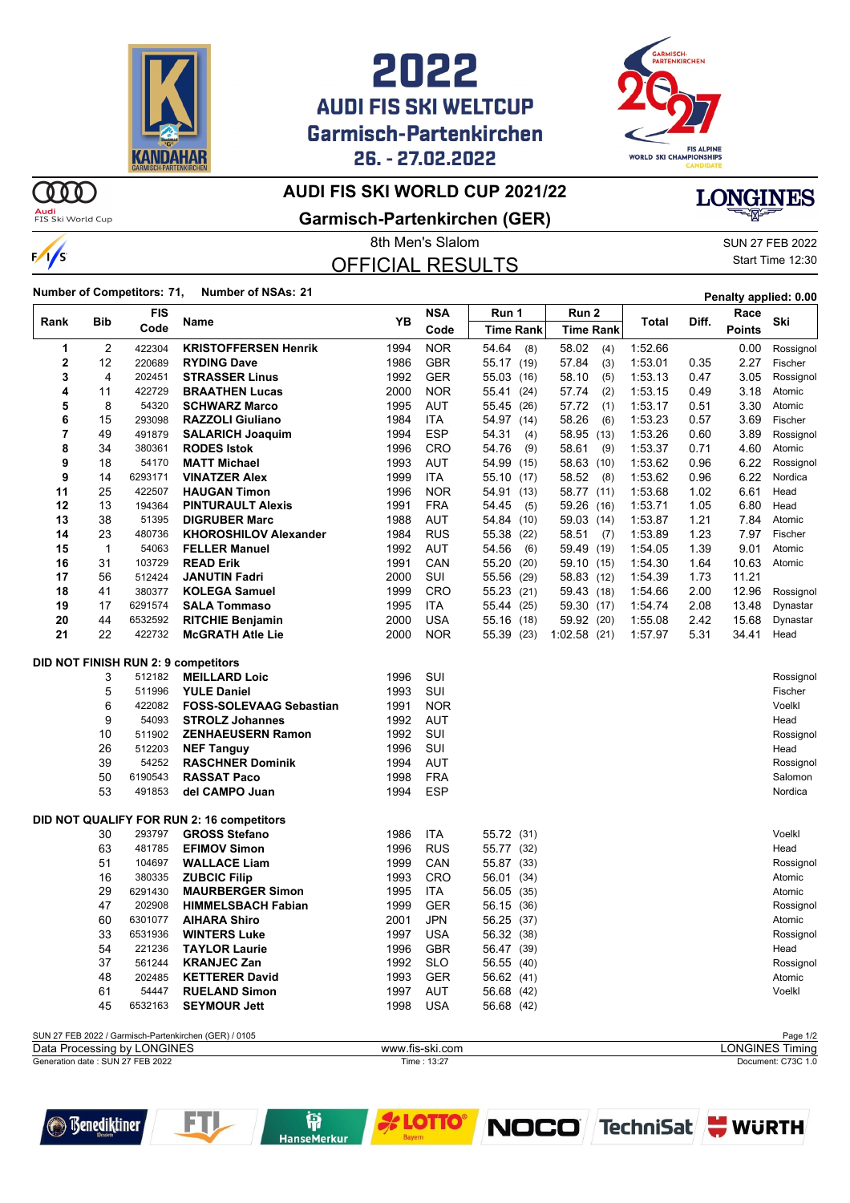# 2022 AUDI FIS SKI WELTCUP Garmisch-Partenkirchen 26. - 27.02.2022

## AUDI FIS SKI WORLD CUP 2021/22

## Garmisch-Partenkirchen (GER)

8th Men's Slalom

SUN 27 FEB 2022

Start Time 12:30

## OFFICIAL RESULTS

**Number of Competitors: 71, Number of NSAs: 21**

**Penalty applied: 0.00**

| Rank | Bib | FIS Code | Name | YB | NSA Code | Run 1 Time | Run 1 Rank | Run 2 Time | Run 2 Rank | Total | Diff. | Race Points | Ski |
|---|---|---|---|---|---|---|---|---|---|---|---|---|---|
| 1 | 2 | 422304 | **KRISTOFFERSEN Henrik** | 1994 | NOR | 54.64 | (8) | 58.02 | (4) | 1:52.66 | | 0.00 | Rossignol |
| 2 | 12 | 220689 | **RYDING Dave** | 1986 | GBR | 55.17 | (19) | 57.84 | (3) | 1:53.01 | 0.35 | 2.27 | Fischer |
| 3 | 4 | 202451 | **STRASSER Linus** | 1992 | GER | 55.03 | (16) | 58.10 | (5) | 1:53.13 | 0.47 | 3.05 | Rossignol |
| 4 | 11 | 422729 | **BRAATHEN Lucas** | 2000 | NOR | 55.41 | (24) | 57.74 | (2) | 1:53.15 | 0.49 | 3.18 | Atomic |
| 5 | 8 | 54320 | **SCHWARZ Marco** | 1995 | AUT | 55.45 | (26) | 57.72 | (1) | 1:53.17 | 0.51 | 3.30 | Atomic |
| 6 | 15 | 293098 | **RAZZOLI Giuliano** | 1984 | ITA | 54.97 | (14) | 58.26 | (6) | 1:53.23 | 0.57 | 3.69 | Fischer |
| 7 | 49 | 491879 | **SALARICH Joaquim** | 1994 | ESP | 54.31 | (4) | 58.95 | (13) | 1:53.26 | 0.60 | 3.89 | Rossignol |
| 8 | 34 | 380361 | **RODES Istok** | 1996 | CRO | 54.76 | (9) | 58.61 | (9) | 1:53.37 | 0.71 | 4.60 | Atomic |
| 9 | 18 | 54170 | **MATT Michael** | 1993 | AUT | 54.99 | (15) | 58.63 | (10) | 1:53.62 | 0.96 | 6.22 | Rossignol |
| 9 | 14 | 6293171 | **VINATZER Alex** | 1999 | ITA | 55.10 | (17) | 58.52 | (8) | 1:53.62 | 0.96 | 6.22 | Nordica |
| 11 | 25 | 422507 | **HAUGAN Timon** | 1996 | NOR | 54.91 | (13) | 58.77 | (11) | 1:53.68 | 1.02 | 6.61 | Head |
| 12 | 13 | 194364 | **PINTURAULT Alexis** | 1991 | FRA | 54.45 | (5) | 59.26 | (16) | 1:53.71 | 1.05 | 6.80 | Head |
| 13 | 38 | 51395 | **DIGRUBER Marc** | 1988 | AUT | 54.84 | (10) | 59.03 | (14) | 1:53.87 | 1.21 | 7.84 | Atomic |
| 14 | 23 | 480736 | **KHOROSHILOV Alexander** | 1984 | RUS | 55.38 | (22) | 58.51 | (7) | 1:53.89 | 1.23 | 7.97 | Fischer |
| 15 | 1 | 54063 | **FELLER Manuel** | 1992 | AUT | 54.56 | (6) | 59.49 | (19) | 1:54.05 | 1.39 | 9.01 | Atomic |
| 16 | 31 | 103729 | **READ Erik** | 1991 | CAN | 55.20 | (20) | 59.10 | (15) | 1:54.30 | 1.64 | 10.63 | Atomic |
| 17 | 56 | 512424 | **JANUTIN Fadri** | 2000 | SUI | 55.56 | (29) | 58.83 | (12) | 1:54.39 | 1.73 | 11.21 | |
| 18 | 41 | 380377 | **KOLEGA Samuel** | 1999 | CRO | 55.23 | (21) | 59.43 | (18) | 1:54.66 | 2.00 | 12.96 | Rossignol |
| 19 | 17 | 6291574 | **SALA Tommaso** | 1995 | ITA | 55.44 | (25) | 59.30 | (17) | 1:54.74 | 2.08 | 13.48 | Dynastar |
| 20 | 44 | 6532592 | **RITCHIE Benjamin** | 2000 | USA | 55.16 | (18) | 59.92 | (20) | 1:55.08 | 2.42 | 15.68 | Dynastar |
| 21 | 22 | 422732 | **McGRATH Atle Lie** | 2000 | NOR | 55.39 | (23) | 1:02.58 | (21) | 1:57.97 | 5.31 | 34.41 | Head |

**DID NOT FINISH RUN 2: 9 competitors**

| Bib | FIS Code | Name | YB | NSA Code | Ski |
|---|---|---|---|---|---|
| 3 | 512182 | **MEILLARD Loic** | 1996 | SUI | Rossignol |
| 5 | 511996 | **YULE Daniel** | 1993 | SUI | Fischer |
| 6 | 422082 | **FOSS-SOLEVAAG Sebastian** | 1991 | NOR | Voelkl |
| 9 | 54093 | **STROLZ Johannes** | 1992 | AUT | Head |
| 10 | 511902 | **ZENHAEUSERN Ramon** | 1992 | SUI | Rossignol |
| 26 | 512203 | **NEF Tanguy** | 1996 | SUI | Head |
| 39 | 54252 | **RASCHNER Dominik** | 1994 | AUT | Rossignol |
| 50 | 6190543 | **RASSAT Paco** | 1998 | FRA | Salomon |
| 53 | 491853 | **del CAMPO Juan** | 1994 | ESP | Nordica |

**DID NOT QUALIFY FOR RUN 2: 16 competitors**

| Bib | FIS Code | Name | YB | NSA Code | Run 1 Time | Run 1 Rank | Ski |
|---|---|---|---|---|---|---|---|
| 30 | 293797 | **GROSS Stefano** | 1986 | ITA | 55.72 | (31) | Voelkl |
| 63 | 481785 | **EFIMOV Simon** | 1996 | RUS | 55.77 | (32) | Head |
| 51 | 104697 | **WALLACE Liam** | 1999 | CAN | 55.87 | (33) | Rossignol |
| 16 | 380335 | **ZUBCIC Filip** | 1993 | CRO | 56.01 | (34) | Atomic |
| 29 | 6291430 | **MAURBERGER Simon** | 1995 | ITA | 56.05 | (35) | Atomic |
| 47 | 202908 | **HIMMELSBACH Fabian** | 1999 | GER | 56.15 | (36) | Rossignol |
| 60 | 6301077 | **AIHARA Shiro** | 2001 | JPN | 56.25 | (37) | Atomic |
| 33 | 6531936 | **WINTERS Luke** | 1997 | USA | 56.32 | (38) | Rossignol |
| 54 | 221236 | **TAYLOR Laurie** | 1996 | GBR | 56.47 | (39) | Head |
| 37 | 561244 | **KRANJEC Zan** | 1992 | SLO | 56.55 | (40) | Rossignol |
| 48 | 202485 | **KETTERER David** | 1993 | GER | 56.62 | (41) | Atomic |
| 61 | 54447 | **RUELAND Simon** | 1997 | AUT | 56.68 | (42) | Voelkl |
| 45 | 6532163 | **SEYMOUR Jett** | 1998 | USA | 56.68 | (42) | |

SUN 27 FEB 2022 / Garmisch-Partenkirchen (GER) / 0105

Data Processing by LONGINES | www.fis-ski.com | LONGINES Timing

Generation date : SUN 27 FEB 2022 | Time : 13:27 | Document: C73C 1.0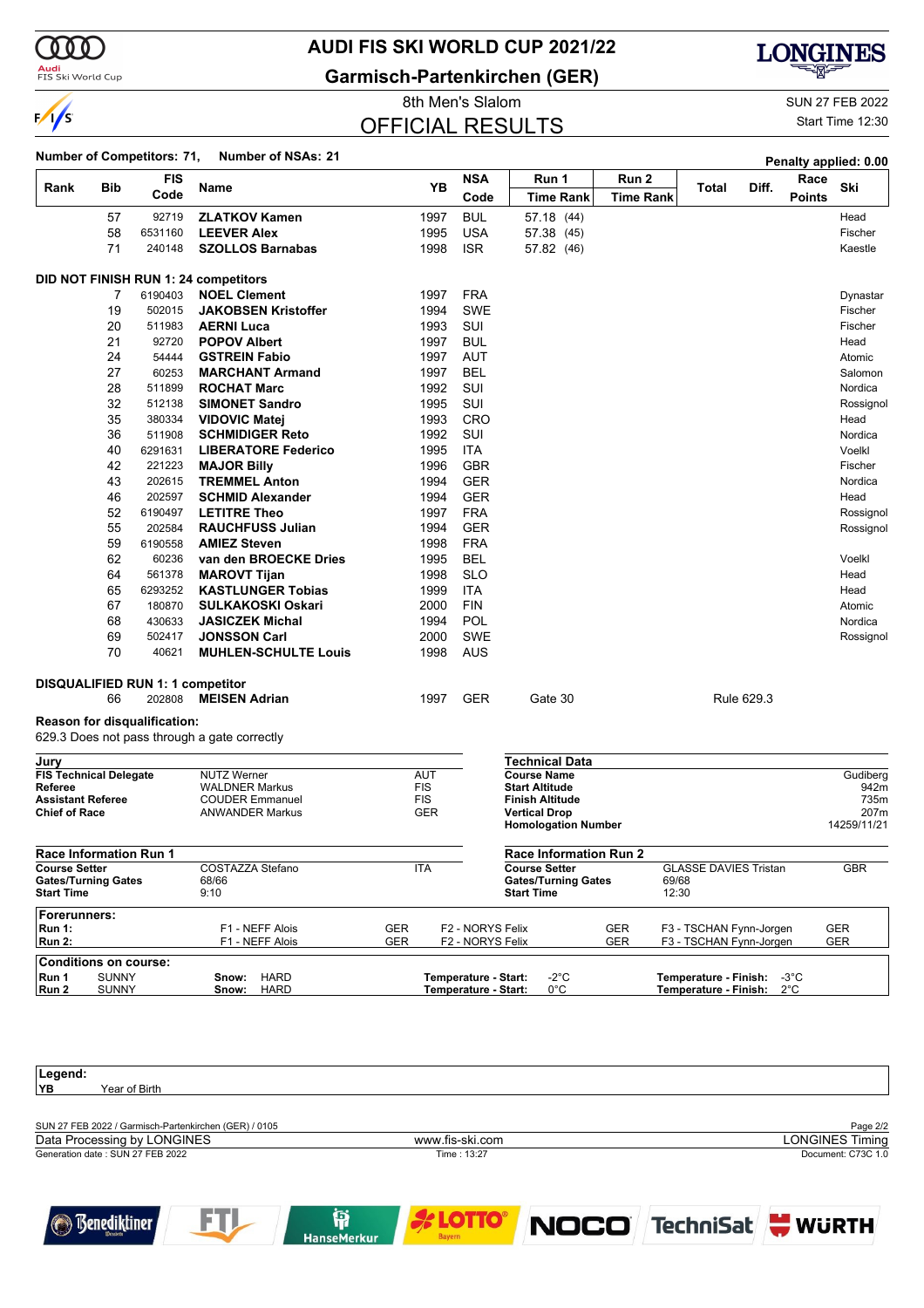# AUDI FIS SKI WORLD CUP 2021/22

## Garmisch-Partenkirchen (GER)

8th Men's Slalom

SUN 27 FEB 2022

## OFFICIAL RESULTS

Start Time 12:30

**Number of Competitors: 71, Number of NSAs: 21**

**Penalty applied: 0.00**

| Rank | Bib | FIS Code | Name | YB | NSA Code | Run 1 Time Rank | Run 2 Time Rank | Total | Diff. | Race Points | Ski |
|---|---|---|---|---|---|---|---|---|---|---|---|
| | 57 | 92719 | **ZLATKOV Kamen** | 1997 | BUL | 57.18 (44) | | | | | Head |
| | 58 | 6531160 | **LEEVER Alex** | 1995 | USA | 57.38 (45) | | | | | Fischer |
| | 71 | 240148 | **SZOLLOS Barnabas** | 1998 | ISR | 57.82 (46) | | | | | Kaestle |
| **DID NOT FINISH RUN 1: 24 competitors** | | | | | | | | | | | |
| | 7 | 6190403 | **NOEL Clement** | 1997 | FRA | | | | | | Dynastar |
| | 19 | 502015 | **JAKOBSEN Kristoffer** | 1994 | SWE | | | | | | Fischer |
| | 20 | 511983 | **AERNI Luca** | 1993 | SUI | | | | | | Fischer |
| | 21 | 92720 | **POPOV Albert** | 1997 | BUL | | | | | | Head |
| | 24 | 54444 | **GSTREIN Fabio** | 1997 | AUT | | | | | | Atomic |
| | 27 | 60253 | **MARCHANT Armand** | 1997 | BEL | | | | | | Salomon |
| | 28 | 511899 | **ROCHAT Marc** | 1992 | SUI | | | | | | Nordica |
| | 32 | 512138 | **SIMONET Sandro** | 1995 | SUI | | | | | | Rossignol |
| | 35 | 380334 | **VIDOVIC Matej** | 1993 | CRO | | | | | | Head |
| | 36 | 511908 | **SCHMIDIGER Reto** | 1992 | SUI | | | | | | Nordica |
| | 40 | 6291631 | **LIBERATORE Federico** | 1995 | ITA | | | | | | Voelkl |
| | 42 | 221223 | **MAJOR Billy** | 1996 | GBR | | | | | | Fischer |
| | 43 | 202615 | **TREMMEL Anton** | 1994 | GER | | | | | | Nordica |
| | 46 | 202597 | **SCHMID Alexander** | 1994 | GER | | | | | | Head |
| | 52 | 6190497 | **LETITRE Theo** | 1997 | FRA | | | | | | Rossignol |
| | 55 | 202584 | **RAUCHFUSS Julian** | 1994 | GER | | | | | | Rossignol |
| | 59 | 6190558 | **AMIEZ Steven** | 1998 | FRA | | | | | | |
| | 62 | 60236 | **van den BROECKE Dries** | 1995 | BEL | | | | | | Voelkl |
| | 64 | 561378 | **MAROVT Tijan** | 1998 | SLO | | | | | | Head |
| | 65 | 6293252 | **KASTLUNGER Tobias** | 1999 | ITA | | | | | | Head |
| | 67 | 180870 | **SULKAKOSKI Oskari** | 2000 | FIN | | | | | | Atomic |
| | 68 | 430633 | **JASICZEK Michal** | 1994 | POL | | | | | | Nordica |
| | 69 | 502417 | **JONSSON Carl** | 2000 | SWE | | | | | | Rossignol |
| | 70 | 40621 | **MUHLEN-SCHULTE Louis** | 1998 | AUS | | | | | | |
| **DISQUALIFIED RUN 1: 1 competitor** | | | | | | | | | | | |
| | 66 | 202808 | **MEISEN Adrian** | 1997 | GER | Gate 30 | | Rule 629.3 | | | |

**Reason for disqualification:**
629.3 Does not pass through a gate correctly

| Jury | | |
|---|---|---|
| **FIS Technical Delegate** | NUTZ Werner | AUT |
| **Referee** | WALDNER Markus | FIS |
| **Assistant Referee** | COUDER Emmanuel | FIS |
| **Chief of Race** | ANWANDER Markus | GER |

| Technical Data | |
|---|---|
| **Course Name** | Gudiberg |
| **Start Altitude** | 942m |
| **Finish Altitude** | 735m |
| **Vertical Drop** | 207m |
| **Homologation Number** | 14259/11/21 |

| Race Information Run 1 | | |
|---|---|---|
| **Course Setter** | COSTAZZA Stefano | ITA |
| **Gates/Turning Gates** | 68/66 | |
| **Start Time** | 9:10 | |

| Race Information Run 2 | | |
|---|---|---|
| **Course Setter** | GLASSE DAVIES Tristan | GBR |
| **Gates/Turning Gates** | 69/68 | |
| **Start Time** | 12:30 | |

| Forerunners: | | | | | | |
|---|---|---|---|---|---|---|
| **Run 1:** | F1 - NEFF Alois | GER | F2 - NORYS Felix | GER | F3 - TSCHAN Fynn-Jorgen | GER |
| **Run 2:** | F1 - NEFF Alois | GER | F2 - NORYS Felix | GER | F3 - TSCHAN Fynn-Jorgen | GER |

| Conditions on course: | | | | |
|---|---|---|---|---|
| **Run 1** | SUNNY | **Snow:** HARD | **Temperature - Start:** -2°C | **Temperature - Finish:** -3°C |
| **Run 2** | SUNNY | **Snow:** HARD | **Temperature - Start:** 0°C | **Temperature - Finish:** 2°C |

**Legend:**
**YB** Year of Birth

SUN 27 FEB 2022 / Garmisch-Partenkirchen (GER) / 0105
Data Processing by LONGINES — www.fis-ski.com — LONGINES Timing
Generation date : SUN 27 FEB 2022 — Time : 13:27 — Document: C73C 1.0